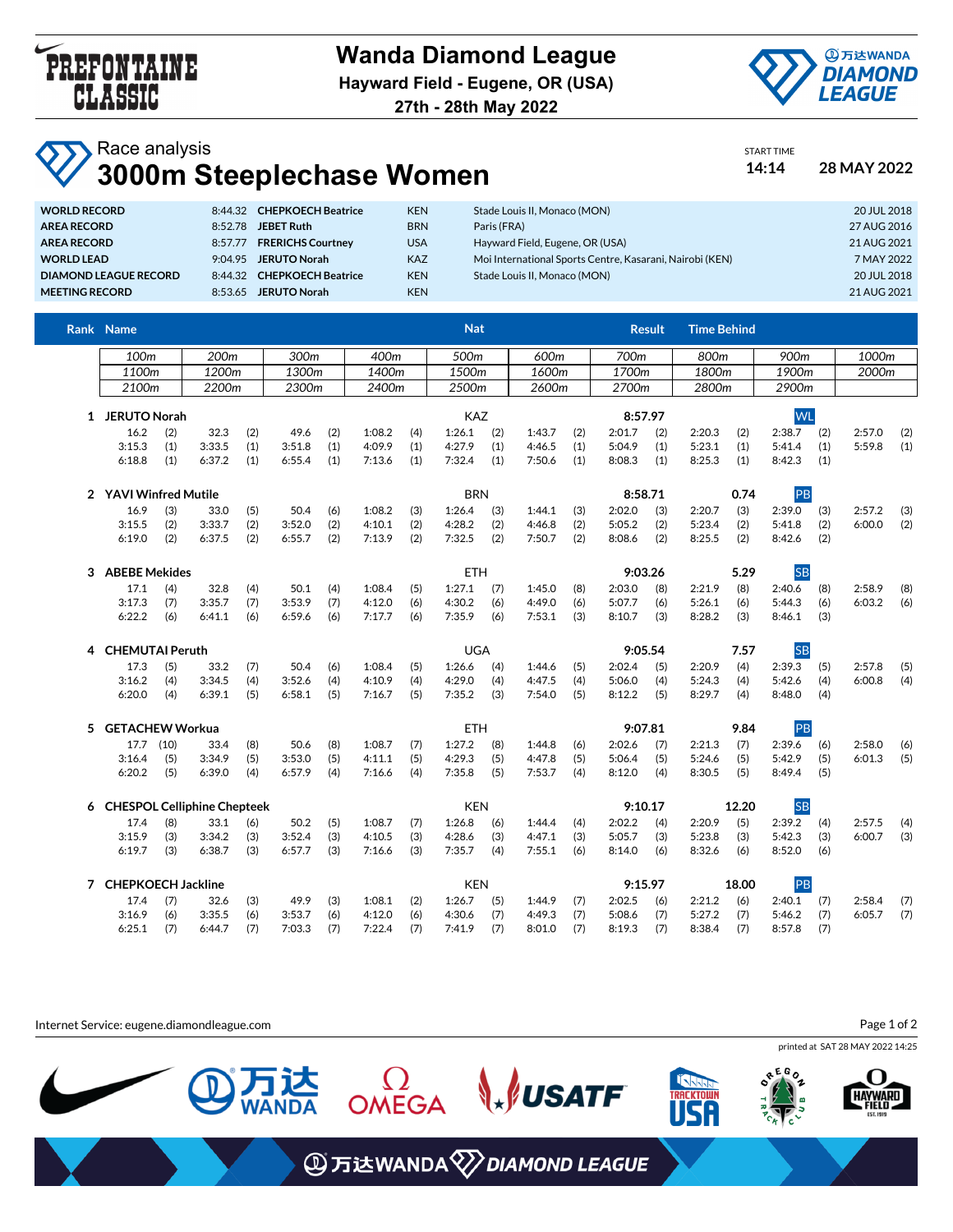# Wanda Diamond League

**Hayward Field - Eugene, OR (USA)**

**27th - 28th May 2022**

## Race analysis

# 3000m Steeplechase Women

START TIME **14:14** **28 MAY 2022**

| | | | | | |
|---|---|---|---|---|---|
| **WORLD RECORD** | 8:44.32 | **CHEPKOECH Beatrice** | KEN | Stade Louis II, Monaco (MON) | 20 JUL 2018 |
| **AREA RECORD** | 8:52.78 | **JEBET Ruth** | BRN | Paris (FRA) | 27 AUG 2016 |
| **AREA RECORD** | 8:57.77 | **FRERICHS Courtney** | USA | Hayward Field, Eugene, OR (USA) | 21 AUG 2021 |
| **WORLD LEAD** | 9:04.95 | **JERUTO Norah** | KAZ | Moi International Sports Centre, Kasarani, Nairobi (KEN) | 7 MAY 2022 |
| **DIAMOND LEAGUE RECORD** | 8:44.32 | **CHEPKOECH Beatrice** | KEN | Stade Louis II, Monaco (MON) | 20 JUL 2018 |
| **MEETING RECORD** | 8:53.65 | **JERUTO Norah** | KEN | | 21 AUG 2021 |

| Rank | Name | Nat | Result | Time Behind | |
|---|---|---|---|---|---|
| 1 | JERUTO Norah | KAZ | 8:57.97 | | WL |
| 2 | YAVI Winfred Mutile | BRN | 8:58.71 | 0.74 | PB |
| 3 | ABEBE Mekides | ETH | 9:03.26 | 5.29 | SB |
| 4 | CHEMUTAI Peruth | UGA | 9:05.54 | 7.57 | SB |
| 5 | GETACHEW Workua | ETH | 9:07.81 | 9.84 | PB |
| 6 | CHESPOL Celliphine Chepteek | KEN | 9:10.17 | 12.20 | SB |
| 7 | CHEPKOECH Jackline | KEN | 9:15.97 | 18.00 | PB |

### Split times (position in brackets)

| Rank | Name | 100m | 200m | 300m | 400m | 500m | 600m | 700m | 800m | 900m | 1000m |
|---|---|---|---|---|---|---|---|---|---|---|---|
| 1 | JERUTO Norah | 16.2 (2) | 32.3 (2) | 49.6 (2) | 1:08.2 (4) | 1:26.1 (2) | 1:43.7 (2) | 2:01.7 (2) | 2:20.3 (2) | 2:38.7 (2) | 2:57.0 (2) |
| 2 | YAVI Winfred Mutile | 16.9 (3) | 33.0 (5) | 50.4 (6) | 1:08.2 (3) | 1:26.4 (3) | 1:44.1 (3) | 2:02.0 (3) | 2:20.7 (3) | 2:39.0 (3) | 2:57.2 (3) |
| 3 | ABEBE Mekides | 17.1 (4) | 32.8 (4) | 50.1 (4) | 1:08.4 (5) | 1:27.1 (7) | 1:45.0 (8) | 2:03.0 (8) | 2:21.9 (8) | 2:40.6 (8) | 2:58.9 (8) |
| 4 | CHEMUTAI Peruth | 17.3 (5) | 33.2 (7) | 50.4 (6) | 1:08.4 (5) | 1:26.6 (4) | 1:44.6 (5) | 2:02.4 (5) | 2:20.9 (4) | 2:39.3 (5) | 2:57.8 (5) |
| 5 | GETACHEW Workua | 17.7 (10) | 33.4 (8) | 50.6 (8) | 1:08.7 (7) | 1:27.2 (8) | 1:44.8 (6) | 2:02.6 (7) | 2:21.3 (7) | 2:39.6 (6) | 2:58.0 (6) |
| 6 | CHESPOL Celliphine Chepteek | 17.4 (8) | 33.1 (6) | 50.2 (5) | 1:08.7 (7) | 1:26.8 (6) | 1:44.4 (4) | 2:02.2 (4) | 2:20.9 (5) | 2:39.2 (4) | 2:57.5 (4) |
| 7 | CHEPKOECH Jackline | 17.4 (7) | 32.6 (3) | 49.9 (3) | 1:08.1 (2) | 1:26.7 (5) | 1:44.9 (7) | 2:02.5 (6) | 2:21.2 (6) | 2:40.1 (7) | 2:58.4 (7) |

| Rank | Name | 1100m | 1200m | 1300m | 1400m | 1500m | 1600m | 1700m | 1800m | 1900m | 2000m |
|---|---|---|---|---|---|---|---|---|---|---|---|
| 1 | JERUTO Norah | 3:15.3 (1) | 3:33.5 (1) | 3:51.8 (1) | 4:09.9 (1) | 4:27.9 (1) | 4:46.5 (1) | 5:04.9 (1) | 5:23.1 (1) | 5:41.4 (1) | 5:59.8 (1) |
| 2 | YAVI Winfred Mutile | 3:15.5 (2) | 3:33.7 (2) | 3:52.0 (2) | 4:10.1 (2) | 4:28.2 (2) | 4:46.8 (2) | 5:05.2 (2) | 5:23.4 (2) | 5:41.8 (2) | 6:00.0 (2) |
| 3 | ABEBE Mekides | 3:17.3 (7) | 3:35.7 (7) | 3:53.9 (7) | 4:12.0 (6) | 4:30.2 (6) | 4:49.0 (6) | 5:07.7 (6) | 5:26.1 (6) | 5:44.3 (6) | 6:03.2 (6) |
| 4 | CHEMUTAI Peruth | 3:16.2 (4) | 3:34.5 (4) | 3:52.6 (4) | 4:10.9 (4) | 4:29.0 (4) | 4:47.5 (4) | 5:06.0 (4) | 5:24.3 (4) | 5:42.6 (4) | 6:00.8 (4) |
| 5 | GETACHEW Workua | 3:16.4 (5) | 3:34.9 (5) | 3:53.0 (5) | 4:11.1 (5) | 4:29.3 (5) | 4:47.8 (5) | 5:06.4 (5) | 5:24.6 (5) | 5:42.9 (5) | 6:01.3 (5) |
| 6 | CHESPOL Celliphine Chepteek | 3:15.9 (3) | 3:34.2 (3) | 3:52.4 (3) | 4:10.5 (3) | 4:28.6 (3) | 4:47.1 (3) | 5:05.7 (3) | 5:23.8 (3) | 5:42.3 (3) | 6:00.7 (3) |
| 7 | CHEPKOECH Jackline | 3:16.9 (6) | 3:35.5 (6) | 3:53.7 (6) | 4:12.0 (6) | 4:30.6 (7) | 4:49.3 (7) | 5:08.6 (7) | 5:27.2 (7) | 5:46.2 (7) | 6:05.7 (7) |

| Rank | Name | 2100m | 2200m | 2300m | 2400m | 2500m | 2600m | 2700m | 2800m | 2900m |
|---|---|---|---|---|---|---|---|---|---|---|
| 1 | JERUTO Norah | 6:18.8 (1) | 6:37.2 (1) | 6:55.4 (1) | 7:13.6 (1) | 7:32.4 (1) | 7:50.6 (1) | 8:08.3 (1) | 8:25.3 (1) | 8:42.3 (1) |
| 2 | YAVI Winfred Mutile | 6:19.0 (2) | 6:37.5 (2) | 6:55.7 (2) | 7:13.9 (2) | 7:32.5 (2) | 7:50.7 (2) | 8:08.6 (2) | 8:25.5 (2) | 8:42.6 (2) |
| 3 | ABEBE Mekides | 6:22.2 (6) | 6:41.1 (6) | 6:59.6 (6) | 7:17.7 (6) | 7:35.9 (6) | 7:53.1 (3) | 8:10.7 (3) | 8:28.2 (3) | 8:46.1 (3) |
| 4 | CHEMUTAI Peruth | 6:20.0 (4) | 6:39.1 (5) | 6:58.1 (5) | 7:16.7 (5) | 7:35.2 (3) | 7:54.0 (5) | 8:12.2 (5) | 8:29.7 (4) | 8:48.0 (4) |
| 5 | GETACHEW Workua | 6:20.2 (5) | 6:39.0 (4) | 6:57.9 (4) | 7:16.6 (4) | 7:35.8 (5) | 7:53.7 (4) | 8:12.0 (4) | 8:30.5 (5) | 8:49.4 (5) |
| 6 | CHESPOL Celliphine Chepteek | 6:19.7 (3) | 6:38.7 (3) | 6:57.7 (3) | 7:16.6 (3) | 7:35.7 (4) | 7:55.1 (6) | 8:14.0 (6) | 8:32.6 (6) | 8:52.0 (6) |
| 7 | CHEPKOECH Jackline | 6:25.1 (7) | 6:44.7 (7) | 7:03.3 (7) | 7:22.4 (7) | 7:41.9 (7) | 8:01.0 (7) | 8:19.3 (7) | 8:38.4 (7) | 8:57.8 (7) |

Internet Service: eugene.diamondleague.com

printed at SAT 28 MAY 2022 14:25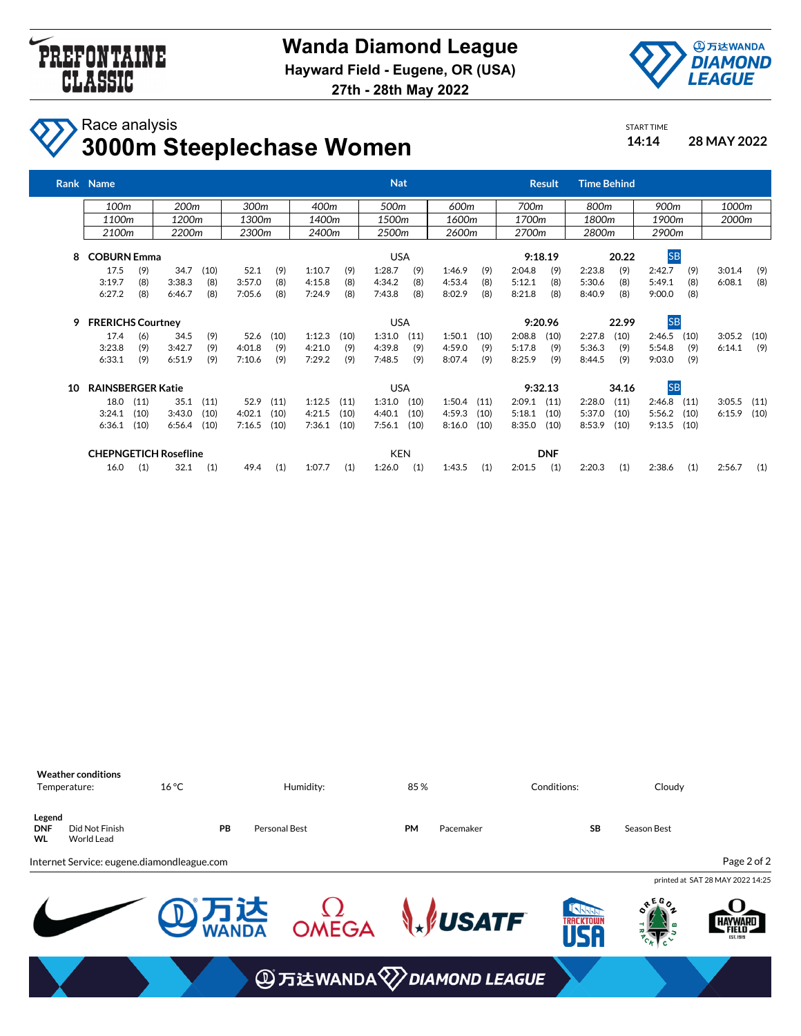# Wanda Diamond League

**Hayward Field - Eugene, OR (USA)**
**27th - 28th May 2022**

## Race analysis

# 3000m Steeplechase Women

START TIME **14:14** **28 MAY 2022**

| Rank | Name | Nat | Result | Time Behind | |
|---|---|---|---|---|---|
| 8 | COBURN Emma | USA | 9:18.19 | 20.22 | SB |
| 9 | FRERICHS Courtney | USA | 9:20.96 | 22.99 | SB |
| 10 | RAINSBERGER Katie | USA | 9:32.13 | 34.16 | SB |
| | CHEPNGETICH Rosefline | KEN | DNF | | |

**COBURN Emma**

| 100m | 200m | 300m | 400m | 500m | 600m | 700m | 800m | 900m | 1000m |
|---|---|---|---|---|---|---|---|---|---|
| 17.5 (9) | 34.7 (10) | 52.1 (9) | 1:10.7 (9) | 1:28.7 (9) | 1:46.9 (9) | 2:04.8 (9) | 2:23.8 (9) | 2:42.7 (9) | 3:01.4 (9) |
| **1100m** | **1200m** | **1300m** | **1400m** | **1500m** | **1600m** | **1700m** | **1800m** | **1900m** | **2000m** |
| 3:19.7 (8) | 3:38.3 (8) | 3:57.0 (8) | 4:15.8 (8) | 4:34.2 (8) | 4:53.4 (8) | 5:12.1 (8) | 5:30.6 (8) | 5:49.1 (8) | 6:08.1 (8) |
| **2100m** | **2200m** | **2300m** | **2400m** | **2500m** | **2600m** | **2700m** | **2800m** | **2900m** | |
| 6:27.2 (8) | 6:46.7 (8) | 7:05.6 (8) | 7:24.9 (8) | 7:43.8 (8) | 8:02.9 (8) | 8:21.8 (8) | 8:40.9 (8) | 9:00.0 (8) | |

**FRERICHS Courtney**

| 100m | 200m | 300m | 400m | 500m | 600m | 700m | 800m | 900m | 1000m |
|---|---|---|---|---|---|---|---|---|---|
| 17.4 (6) | 34.5 (9) | 52.6 (10) | 1:12.3 (10) | 1:31.0 (11) | 1:50.1 (10) | 2:08.8 (10) | 2:27.8 (10) | 2:46.5 (10) | 3:05.2 (10) |
| **1100m** | **1200m** | **1300m** | **1400m** | **1500m** | **1600m** | **1700m** | **1800m** | **1900m** | **2000m** |
| 3:23.8 (9) | 3:42.7 (9) | 4:01.8 (9) | 4:21.0 (9) | 4:39.8 (9) | 4:59.0 (9) | 5:17.8 (9) | 5:36.3 (9) | 5:54.8 (9) | 6:14.1 (9) |
| **2100m** | **2200m** | **2300m** | **2400m** | **2500m** | **2600m** | **2700m** | **2800m** | **2900m** | |
| 6:33.1 (9) | 6:51.9 (9) | 7:10.6 (9) | 7:29.2 (9) | 7:48.5 (9) | 8:07.4 (9) | 8:25.9 (9) | 8:44.5 (9) | 9:03.0 (9) | |

**RAINSBERGER Katie**

| 100m | 200m | 300m | 400m | 500m | 600m | 700m | 800m | 900m | 1000m |
|---|---|---|---|---|---|---|---|---|---|
| 18.0 (11) | 35.1 (11) | 52.9 (11) | 1:12.5 (11) | 1:31.0 (10) | 1:50.4 (11) | 2:09.1 (11) | 2:28.0 (11) | 2:46.8 (11) | 3:05.5 (11) |
| **1100m** | **1200m** | **1300m** | **1400m** | **1500m** | **1600m** | **1700m** | **1800m** | **1900m** | **2000m** |
| 3:24.1 (10) | 3:43.0 (10) | 4:02.1 (10) | 4:21.5 (10) | 4:40.1 (10) | 4:59.3 (10) | 5:18.1 (10) | 5:37.0 (10) | 5:56.2 (10) | 6:15.9 (10) |
| **2100m** | **2200m** | **2300m** | **2400m** | **2500m** | **2600m** | **2700m** | **2800m** | **2900m** | |
| 6:36.1 (10) | 6:56.4 (10) | 7:16.5 (10) | 7:36.1 (10) | 7:56.1 (10) | 8:16.0 (10) | 8:35.0 (10) | 8:53.9 (10) | 9:13.5 (10) | |

**CHEPNGETICH Rosefline**

| 100m | 200m | 300m | 400m | 500m | 600m | 700m | 800m | 900m | 1000m |
|---|---|---|---|---|---|---|---|---|---|
| 16.0 (1) | 32.1 (1) | 49.4 (1) | 1:07.7 (1) | 1:26.0 (1) | 1:43.5 (1) | 2:01.5 (1) | 2:20.3 (1) | 2:38.6 (1) | 2:56.7 (1) |

**Weather conditions**

Temperature: 16 °C | Humidity: 85 % | Conditions: Cloudy

**Legend**

| | | | | | | | |
|---|---|---|---|---|---|---|---|
| DNF | Did Not Finish | PB | Personal Best | PM | Pacemaker | SB | Season Best |
| WL | World Lead | | | | | | |

Internet Service: eugene.diamondleague.com

printed at SAT 28 MAY 2022 14:25